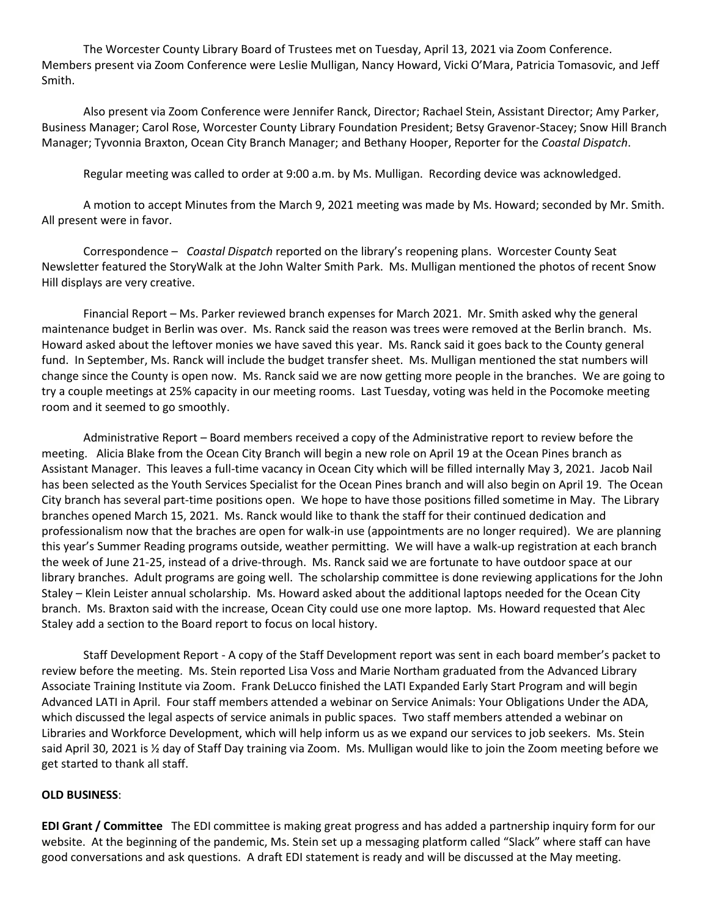The Worcester County Library Board of Trustees met on Tuesday, April 13, 2021 via Zoom Conference. Members present via Zoom Conference were Leslie Mulligan, Nancy Howard, Vicki O'Mara, Patricia Tomasovic, and Jeff Smith.

Also present via Zoom Conference were Jennifer Ranck, Director; Rachael Stein, Assistant Director; Amy Parker, Business Manager; Carol Rose, Worcester County Library Foundation President; Betsy Gravenor-Stacey; Snow Hill Branch Manager; Tyvonnia Braxton, Ocean City Branch Manager; and Bethany Hooper, Reporter for the *Coastal Dispatch*.

Regular meeting was called to order at 9:00 a.m. by Ms. Mulligan. Recording device was acknowledged.

A motion to accept Minutes from the March 9, 2021 meeting was made by Ms. Howard; seconded by Mr. Smith. All present were in favor.

Correspondence – *Coastal Dispatch* reported on the library's reopening plans. Worcester County Seat Newsletter featured the StoryWalk at the John Walter Smith Park. Ms. Mulligan mentioned the photos of recent Snow Hill displays are very creative.

Financial Report – Ms. Parker reviewed branch expenses for March 2021. Mr. Smith asked why the general maintenance budget in Berlin was over. Ms. Ranck said the reason was trees were removed at the Berlin branch. Ms. Howard asked about the leftover monies we have saved this year. Ms. Ranck said it goes back to the County general fund. In September, Ms. Ranck will include the budget transfer sheet. Ms. Mulligan mentioned the stat numbers will change since the County is open now. Ms. Ranck said we are now getting more people in the branches. We are going to try a couple meetings at 25% capacity in our meeting rooms. Last Tuesday, voting was held in the Pocomoke meeting room and it seemed to go smoothly.

Administrative Report – Board members received a copy of the Administrative report to review before the meeting. Alicia Blake from the Ocean City Branch will begin a new role on April 19 at the Ocean Pines branch as Assistant Manager. This leaves a full-time vacancy in Ocean City which will be filled internally May 3, 2021. Jacob Nail has been selected as the Youth Services Specialist for the Ocean Pines branch and will also begin on April 19. The Ocean City branch has several part-time positions open. We hope to have those positions filled sometime in May. The Library branches opened March 15, 2021. Ms. Ranck would like to thank the staff for their continued dedication and professionalism now that the braches are open for walk-in use (appointments are no longer required). We are planning this year's Summer Reading programs outside, weather permitting. We will have a walk-up registration at each branch the week of June 21-25, instead of a drive-through. Ms. Ranck said we are fortunate to have outdoor space at our library branches. Adult programs are going well. The scholarship committee is done reviewing applications for the John Staley – Klein Leister annual scholarship. Ms. Howard asked about the additional laptops needed for the Ocean City branch. Ms. Braxton said with the increase, Ocean City could use one more laptop. Ms. Howard requested that Alec Staley add a section to the Board report to focus on local history.

Staff Development Report - A copy of the Staff Development report was sent in each board member's packet to review before the meeting. Ms. Stein reported Lisa Voss and Marie Northam graduated from the Advanced Library Associate Training Institute via Zoom. Frank DeLucco finished the LATI Expanded Early Start Program and will begin Advanced LATI in April. Four staff members attended a webinar on Service Animals: Your Obligations Under the ADA, which discussed the legal aspects of service animals in public spaces. Two staff members attended a webinar on Libraries and Workforce Development, which will help inform us as we expand our services to job seekers. Ms. Stein said April 30, 2021 is ½ day of Staff Day training via Zoom. Ms. Mulligan would like to join the Zoom meeting before we get started to thank all staff.

**OLD BUSINESS**:

**EDI Grant / Committee** The EDI committee is making great progress and has added a partnership inquiry form for our website. At the beginning of the pandemic, Ms. Stein set up a messaging platform called "Slack" where staff can have good conversations and ask questions. A draft EDI statement is ready and will be discussed at the May meeting.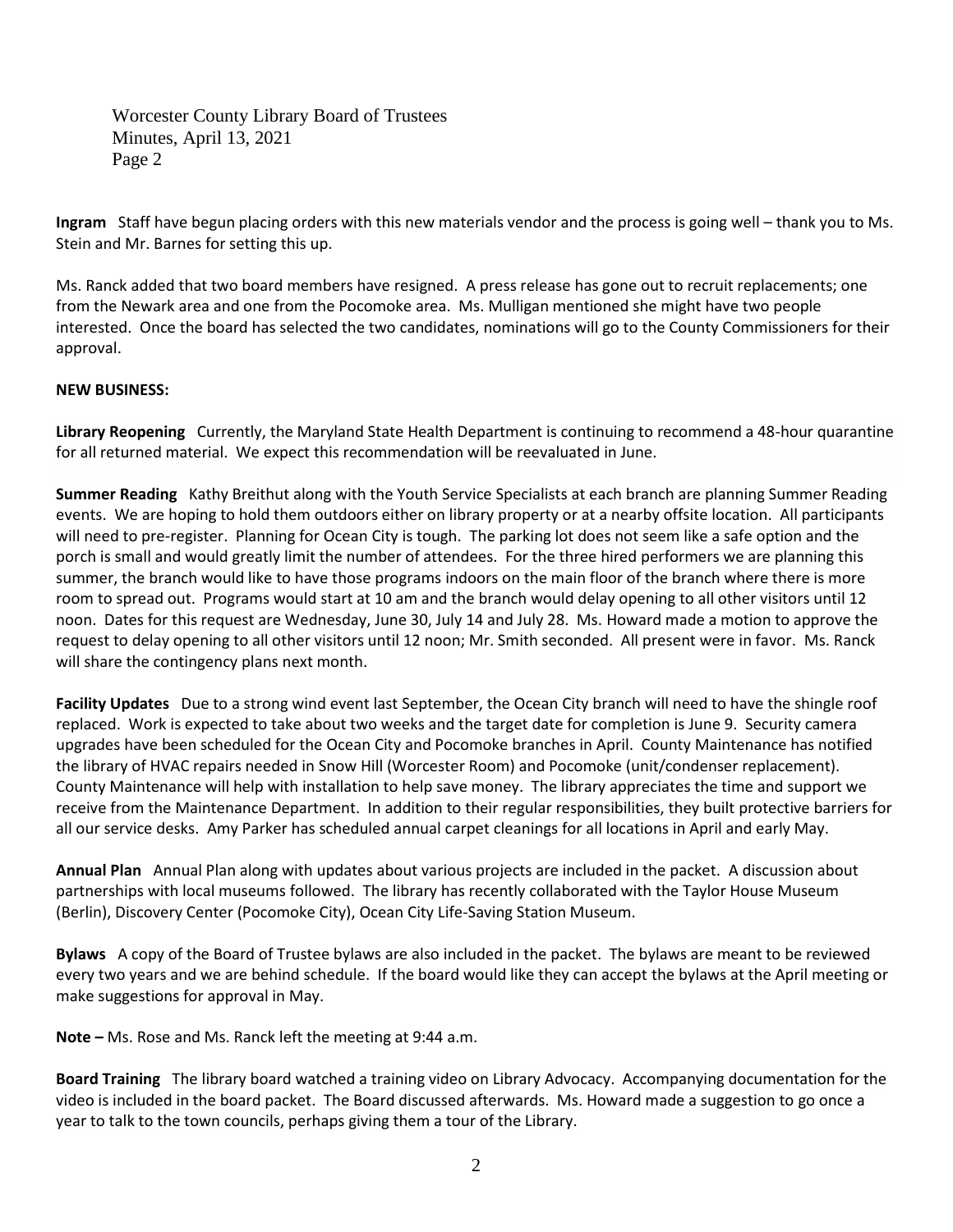**Ingram** Staff have begun placing orders with this new materials vendor and the process is going well – thank you to Ms. Stein and Mr. Barnes for setting this up.

Ms. Ranck added that two board members have resigned. A press release has gone out to recruit replacements; one from the Newark area and one from the Pocomoke area. Ms. Mulligan mentioned she might have two people interested. Once the board has selected the two candidates, nominations will go to the County Commissioners for their approval.

**NEW BUSINESS:**

**Library Reopening** Currently, the Maryland State Health Department is continuing to recommend a 48-hour quarantine for all returned material. We expect this recommendation will be reevaluated in June.

**Summer Reading** Kathy Breithut along with the Youth Service Specialists at each branch are planning Summer Reading events. We are hoping to hold them outdoors either on library property or at a nearby offsite location. All participants will need to pre-register. Planning for Ocean City is tough. The parking lot does not seem like a safe option and the porch is small and would greatly limit the number of attendees. For the three hired performers we are planning this summer, the branch would like to have those programs indoors on the main floor of the branch where there is more room to spread out. Programs would start at 10 am and the branch would delay opening to all other visitors until 12 noon. Dates for this request are Wednesday, June 30, July 14 and July 28. Ms. Howard made a motion to approve the request to delay opening to all other visitors until 12 noon; Mr. Smith seconded. All present were in favor. Ms. Ranck will share the contingency plans next month.

**Facility Updates** Due to a strong wind event last September, the Ocean City branch will need to have the shingle roof replaced. Work is expected to take about two weeks and the target date for completion is June 9. Security camera upgrades have been scheduled for the Ocean City and Pocomoke branches in April. County Maintenance has notified the library of HVAC repairs needed in Snow Hill (Worcester Room) and Pocomoke (unit/condenser replacement). County Maintenance will help with installation to help save money. The library appreciates the time and support we receive from the Maintenance Department. In addition to their regular responsibilities, they built protective barriers for all our service desks. Amy Parker has scheduled annual carpet cleanings for all locations in April and early May.

**Annual Plan** Annual Plan along with updates about various projects are included in the packet. A discussion about partnerships with local museums followed. The library has recently collaborated with the Taylor House Museum (Berlin), Discovery Center (Pocomoke City), Ocean City Life-Saving Station Museum.

**Bylaws** A copy of the Board of Trustee bylaws are also included in the packet. The bylaws are meant to be reviewed every two years and we are behind schedule. If the board would like they can accept the bylaws at the April meeting or make suggestions for approval in May.

**Note –** Ms. Rose and Ms. Ranck left the meeting at 9:44 a.m.

**Board Training** The library board watched a training video on Library Advocacy. Accompanying documentation for the video is included in the board packet. The Board discussed afterwards. Ms. Howard made a suggestion to go once a year to talk to the town councils, perhaps giving them a tour of the Library.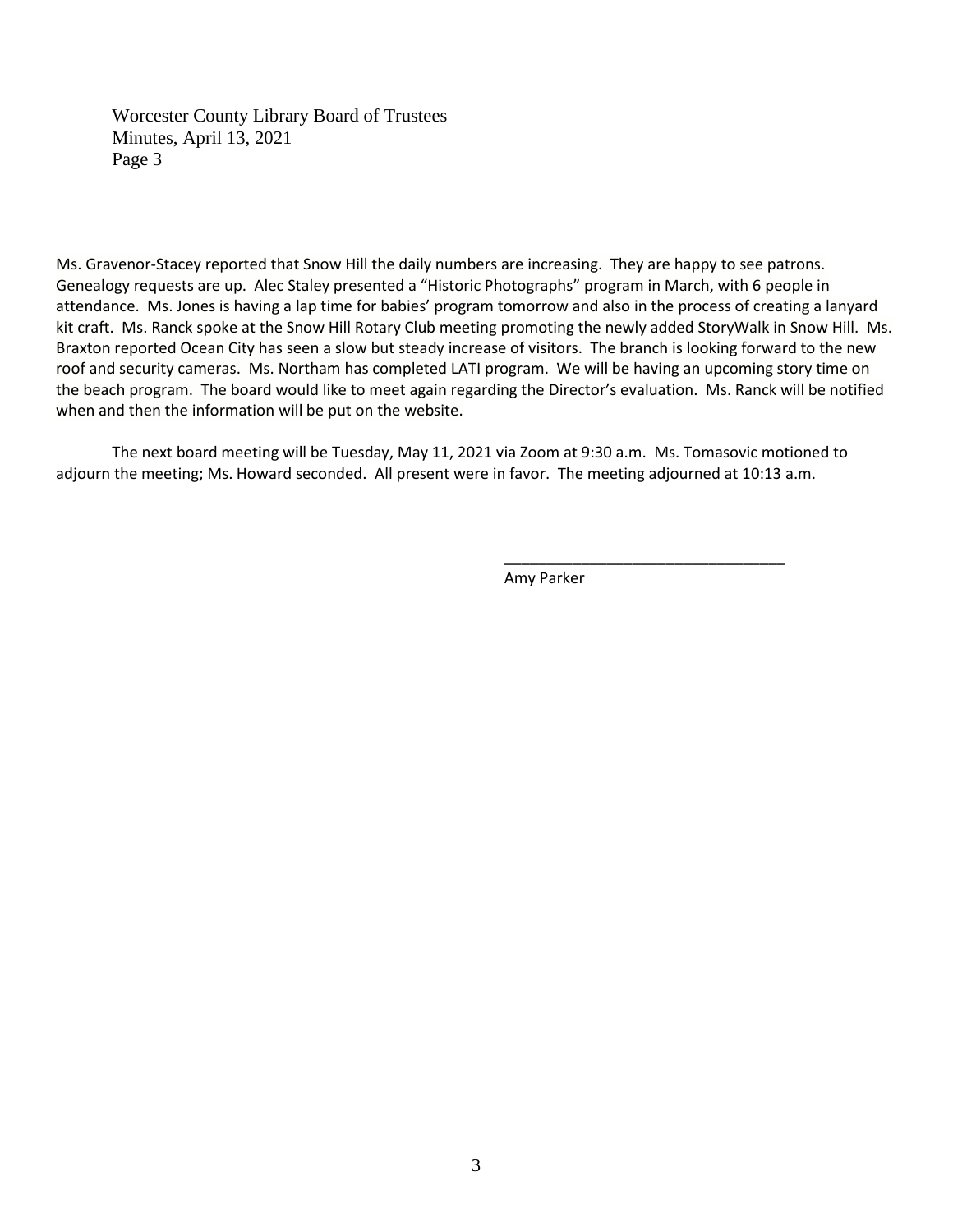Ms. Gravenor-Stacey reported that Snow Hill the daily numbers are increasing. They are happy to see patrons. Genealogy requests are up. Alec Staley presented a "Historic Photographs" program in March, with 6 people in attendance. Ms. Jones is having a lap time for babies' program tomorrow and also in the process of creating a lanyard kit craft. Ms. Ranck spoke at the Snow Hill Rotary Club meeting promoting the newly added StoryWalk in Snow Hill. Ms. Braxton reported Ocean City has seen a slow but steady increase of visitors. The branch is looking forward to the new roof and security cameras. Ms. Northam has completed LATI program. We will be having an upcoming story time on the beach program. The board would like to meet again regarding the Director's evaluation. Ms. Ranck will be notified when and then the information will be put on the website.

The next board meeting will be Tuesday, May 11, 2021 via Zoom at 9:30 a.m. Ms. Tomasovic motioned to adjourn the meeting; Ms. Howard seconded. All present were in favor. The meeting adjourned at 10:13 a.m.

\_\_\_\_\_\_\_\_\_\_\_\_\_\_\_\_\_\_\_\_\_\_\_\_\_\_\_\_\_\_\_\_\_\_

Amy Parker